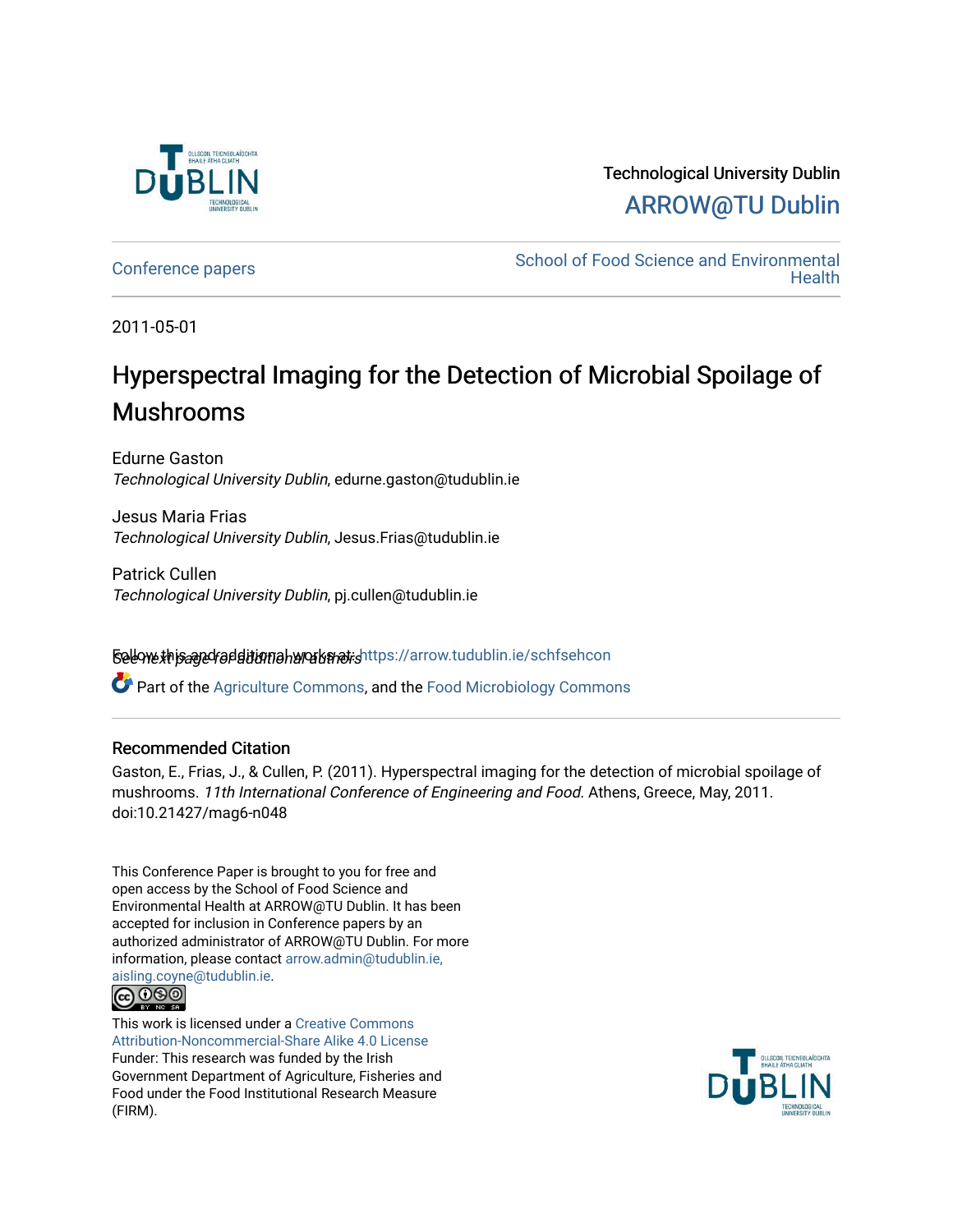Technological University Dublin

ARROW@TU Dublin

Conference papers

School of Food Science and Environmental Health

2011-05-01

# Hyperspectral Imaging for the Detection of Microbial Spoilage of Mushrooms

Edurne Gaston
*Technological University Dublin*, edurne.gaston@tudublin.ie

Jesus Maria Frias
*Technological University Dublin*, Jesus.Frias@tudublin.ie

Patrick Cullen
*Technological University Dublin*, pj.cullen@tudublin.ie

See next page for additional authors

Follow this and additional works at: https://arrow.tudublin.ie/schfsehcon

Part of the Agriculture Commons, and the Food Microbiology Commons

## Recommended Citation

Gaston, E., Frias, J., & Cullen, P. (2011). Hyperspectral imaging for the detection of microbial spoilage of mushrooms. *11th International Conference of Engineering and Food*. Athens, Greece, May, 2011. doi:10.21427/mag6-n048

This Conference Paper is brought to you for free and open access by the School of Food Science and Environmental Health at ARROW@TU Dublin. It has been accepted for inclusion in Conference papers by an authorized administrator of ARROW@TU Dublin. For more information, please contact arrow.admin@tudublin.ie, aisling.coyne@tudublin.ie.

This work is licensed under a Creative Commons Attribution-Noncommercial-Share Alike 4.0 License

Funder: This research was funded by the Irish Government Department of Agriculture, Fisheries and Food under the Food Institutional Research Measure (FIRM).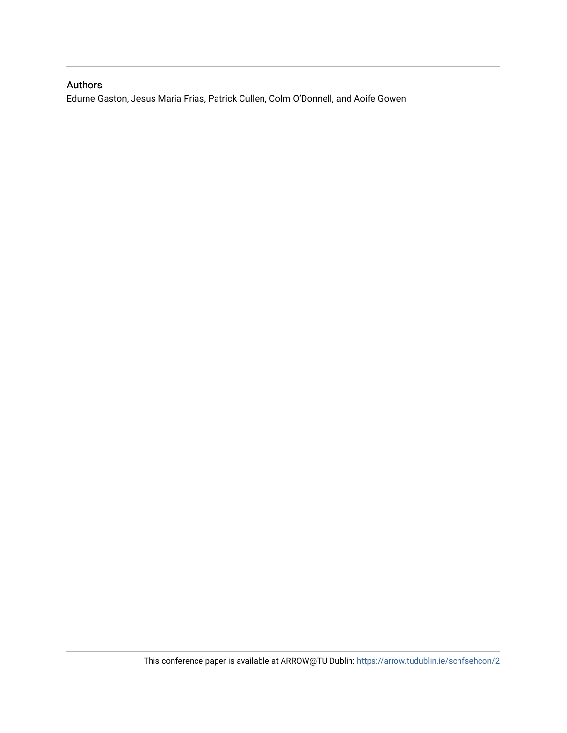## Authors

Edurne Gaston, Jesus Maria Frias, Patrick Cullen, Colm O'Donnell, and Aoife Gowen

This conference paper is available at ARROW@TU Dublin: https://arrow.tudublin.ie/schfsehcon/2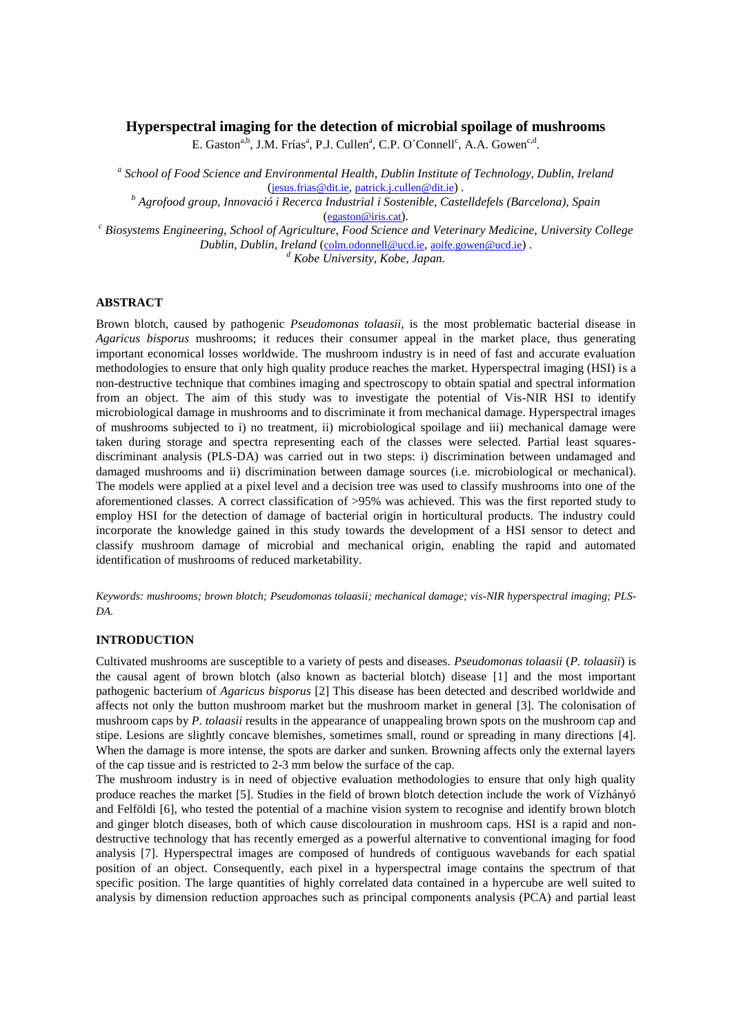# Hyperspectral imaging for the detection of microbial spoilage of mushrooms

E. Gaston[a,b], J.M. Frías[a], P.J. Cullen[a], C.P. O´Connell[c], A.A. Gowen[c,d].

[a] *School of Food Science and Environmental Health, Dublin Institute of Technology, Dublin, Ireland* (jesus.frias@dit.ie, patrick.j.cullen@dit.ie) .

[b] *Agrofood group, Innovació i Recerca Industrial i Sostenible, Castelldefels (Barcelona), Spain* (egaston@iris.cat).

[c] *Biosystems Engineering, School of Agriculture, Food Science and Veterinary Medicine, University College Dublin, Dublin, Ireland* (colm.odonnell@ucd.ie, aoife.gowen@ucd.ie) .

[d] *Kobe University, Kobe, Japan.*

## ABSTRACT

Brown blotch, caused by pathogenic *Pseudomonas tolaasii*, is the most problematic bacterial disease in *Agaricus bisporus* mushrooms; it reduces their consumer appeal in the market place, thus generating important economical losses worldwide. The mushroom industry is in need of fast and accurate evaluation methodologies to ensure that only high quality produce reaches the market. Hyperspectral imaging (HSI) is a non-destructive technique that combines imaging and spectroscopy to obtain spatial and spectral information from an object. The aim of this study was to investigate the potential of Vis-NIR HSI to identify microbiological damage in mushrooms and to discriminate it from mechanical damage. Hyperspectral images of mushrooms subjected to i) no treatment, ii) microbiological spoilage and iii) mechanical damage were taken during storage and spectra representing each of the classes were selected. Partial least squares-discriminant analysis (PLS-DA) was carried out in two steps: i) discrimination between undamaged and damaged mushrooms and ii) discrimination between damage sources (i.e. microbiological or mechanical). The models were applied at a pixel level and a decision tree was used to classify mushrooms into one of the aforementioned classes. A correct classification of >95% was achieved. This was the first reported study to employ HSI for the detection of damage of bacterial origin in horticultural products. The industry could incorporate the knowledge gained in this study towards the development of a HSI sensor to detect and classify mushroom damage of microbial and mechanical origin, enabling the rapid and automated identification of mushrooms of reduced marketability.

*Keywords: mushrooms; brown blotch; Pseudomonas tolaasii; mechanical damage; vis-NIR hyperspectral imaging; PLS-DA.*

## INTRODUCTION

Cultivated mushrooms are susceptible to a variety of pests and diseases. *Pseudomonas tolaasii* (*P. tolaasii*) is the causal agent of brown blotch (also known as bacterial blotch) disease [1] and the most important pathogenic bacterium of *Agaricus bisporus* [2] This disease has been detected and described worldwide and affects not only the button mushroom market but the mushroom market in general [3]. The colonisation of mushroom caps by *P. tolaasii* results in the appearance of unappealing brown spots on the mushroom cap and stipe. Lesions are slightly concave blemishes, sometimes small, round or spreading in many directions [4]. When the damage is more intense, the spots are darker and sunken. Browning affects only the external layers of the cap tissue and is restricted to 2-3 mm below the surface of the cap.

The mushroom industry is in need of objective evaluation methodologies to ensure that only high quality produce reaches the market [5]. Studies in the field of brown blotch detection include the work of Vízhányó and Felföldi [6], who tested the potential of a machine vision system to recognise and identify brown blotch and ginger blotch diseases, both of which cause discolouration in mushroom caps. HSI is a rapid and non-destructive technology that has recently emerged as a powerful alternative to conventional imaging for food analysis [7]. Hyperspectral images are composed of hundreds of contiguous wavebands for each spatial position of an object. Consequently, each pixel in a hyperspectral image contains the spectrum of that specific position. The large quantities of highly correlated data contained in a hypercube are well suited to analysis by dimension reduction approaches such as principal components analysis (PCA) and partial least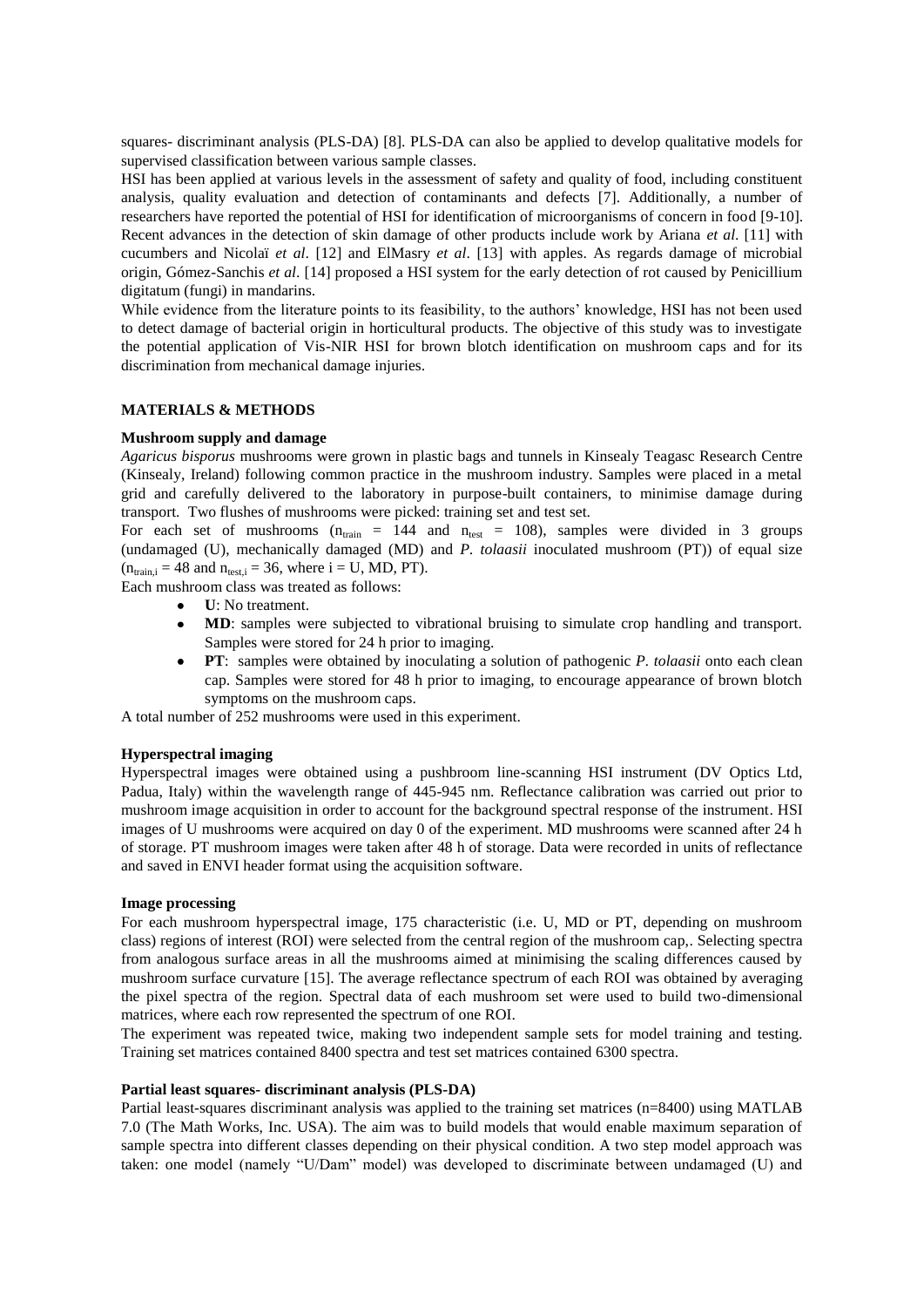squares- discriminant analysis (PLS-DA) [8]. PLS-DA can also be applied to develop qualitative models for supervised classification between various sample classes.

HSI has been applied at various levels in the assessment of safety and quality of food, including constituent analysis, quality evaluation and detection of contaminants and defects [7]. Additionally, a number of researchers have reported the potential of HSI for identification of microorganisms of concern in food [9-10]. Recent advances in the detection of skin damage of other products include work by Ariana *et al.* [11] with cucumbers and Nicolaï *et al*. [12] and ElMasry *et al*. [13] with apples. As regards damage of microbial origin, Gómez-Sanchis *et al*. [14] proposed a HSI system for the early detection of rot caused by Penicillium digitatum (fungi) in mandarins.

While evidence from the literature points to its feasibility, to the authors' knowledge, HSI has not been used to detect damage of bacterial origin in horticultural products. The objective of this study was to investigate the potential application of Vis-NIR HSI for brown blotch identification on mushroom caps and for its discrimination from mechanical damage injuries.

## MATERIALS & METHODS

### Mushroom supply and damage

*Agaricus bisporus* mushrooms were grown in plastic bags and tunnels in Kinsealy Teagasc Research Centre (Kinsealy, Ireland) following common practice in the mushroom industry. Samples were placed in a metal grid and carefully delivered to the laboratory in purpose-built containers, to minimise damage during transport. Two flushes of mushrooms were picked: training set and test set.

For each set of mushrooms ($n_{train} = 144$ and $n_{test} = 108$), samples were divided in 3 groups (undamaged (U), mechanically damaged (MD) and *P. tolaasii* inoculated mushroom (PT)) of equal size ($n_{train,i} = 48$ and $n_{test,i} = 36$, where i = U, MD, PT).

Each mushroom class was treated as follows:

- **U**: No treatment.
- **MD**: samples were subjected to vibrational bruising to simulate crop handling and transport. Samples were stored for 24 h prior to imaging.
- **PT**: samples were obtained by inoculating a solution of pathogenic *P. tolaasii* onto each clean cap. Samples were stored for 48 h prior to imaging, to encourage appearance of brown blotch symptoms on the mushroom caps.

A total number of 252 mushrooms were used in this experiment.

### Hyperspectral imaging

Hyperspectral images were obtained using a pushbroom line-scanning HSI instrument (DV Optics Ltd, Padua, Italy) within the wavelength range of 445-945 nm. Reflectance calibration was carried out prior to mushroom image acquisition in order to account for the background spectral response of the instrument. HSI images of U mushrooms were acquired on day 0 of the experiment. MD mushrooms were scanned after 24 h of storage. PT mushroom images were taken after 48 h of storage. Data were recorded in units of reflectance and saved in ENVI header format using the acquisition software.

### Image processing

For each mushroom hyperspectral image, 175 characteristic (i.e. U, MD or PT, depending on mushroom class) regions of interest (ROI) were selected from the central region of the mushroom cap,. Selecting spectra from analogous surface areas in all the mushrooms aimed at minimising the scaling differences caused by mushroom surface curvature [15]. The average reflectance spectrum of each ROI was obtained by averaging the pixel spectra of the region. Spectral data of each mushroom set were used to build two-dimensional matrices, where each row represented the spectrum of one ROI.

The experiment was repeated twice, making two independent sample sets for model training and testing. Training set matrices contained 8400 spectra and test set matrices contained 6300 spectra.

### Partial least squares- discriminant analysis (PLS-DA)

Partial least-squares discriminant analysis was applied to the training set matrices (n=8400) using MATLAB 7.0 (The Math Works, Inc. USA). The aim was to build models that would enable maximum separation of sample spectra into different classes depending on their physical condition. A two step model approach was taken: one model (namely "U/Dam" model) was developed to discriminate between undamaged (U) and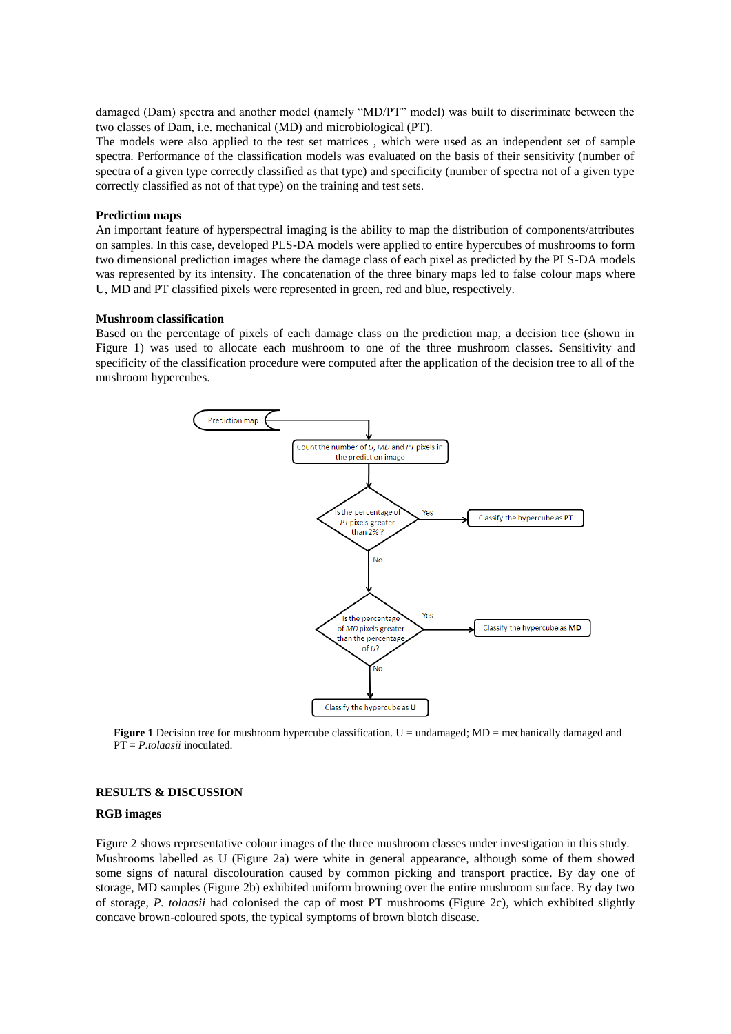damaged (Dam) spectra and another model (namely "MD/PT" model) was built to discriminate between the two classes of Dam, i.e. mechanical (MD) and microbiological (PT).
The models were also applied to the test set matrices , which were used as an independent set of sample spectra. Performance of the classification models was evaluated on the basis of their sensitivity (number of spectra of a given type correctly classified as that type) and specificity (number of spectra not of a given type correctly classified as not of that type) on the training and test sets.

**Prediction maps**
An important feature of hyperspectral imaging is the ability to map the distribution of components/attributes on samples. In this case, developed PLS-DA models were applied to entire hypercubes of mushrooms to form two dimensional prediction images where the damage class of each pixel as predicted by the PLS-DA models was represented by its intensity. The concatenation of the three binary maps led to false colour maps where U, MD and PT classified pixels were represented in green, red and blue, respectively.

**Mushroom classification**
Based on the percentage of pixels of each damage class on the prediction map, a decision tree (shown in Figure 1) was used to allocate each mushroom to one of the three mushroom classes. Sensitivity and specificity of the classification procedure were computed after the application of the decision tree to all of the mushroom hypercubes.

```
Prediction map
  -> Count the number of U, MD and PT pixels in the prediction image
  -> Is the percentage of PT pixels greater than 2% ?
       Yes -> Classify the hypercube as PT
       No  -> Is the percentage of MD pixels greater than the percentage of U?
                Yes -> Classify the hypercube as MD
                No  -> Classify the hypercube as U
```

**Figure 1** Decision tree for mushroom hypercube classification. U = undamaged; MD = mechanically damaged and PT = *P.tolaasii* inoculated.

## RESULTS & DISCUSSION

### RGB images

Figure 2 shows representative colour images of the three mushroom classes under investigation in this study. Mushrooms labelled as U (Figure 2a) were white in general appearance, although some of them showed some signs of natural discolouration caused by common picking and transport practice. By day one of storage, MD samples (Figure 2b) exhibited uniform browning over the entire mushroom surface. By day two of storage, *P. tolaasii* had colonised the cap of most PT mushrooms (Figure 2c), which exhibited slightly concave brown-coloured spots, the typical symptoms of brown blotch disease.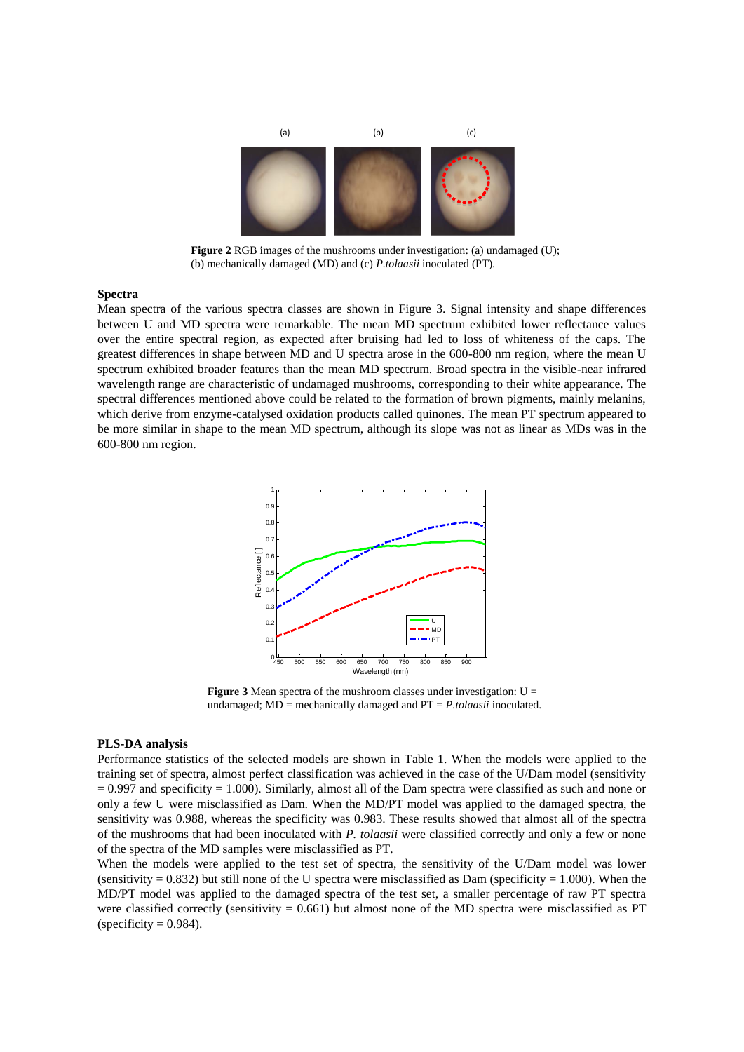(a) (b) (c)

**Figure 2** RGB images of the mushrooms under investigation: (a) undamaged (U); (b) mechanically damaged (MD) and (c) *P.tolaasii* inoculated (PT).

### Spectra

Mean spectra of the various spectra classes are shown in Figure 3. Signal intensity and shape differences between U and MD spectra were remarkable. The mean MD spectrum exhibited lower reflectance values over the entire spectral region, as expected after bruising had led to loss of whiteness of the caps. The greatest differences in shape between MD and U spectra arose in the 600-800 nm region, where the mean U spectrum exhibited broader features than the mean MD spectrum. Broad spectra in the visible-near infrared wavelength range are characteristic of undamaged mushrooms, corresponding to their white appearance. The spectral differences mentioned above could be related to the formation of brown pigments, mainly melanins, which derive from enzyme-catalysed oxidation products called quinones. The mean PT spectrum appeared to be more similar in shape to the mean MD spectrum, although its slope was not as linear as MDs was in the 600-800 nm region.

**Figure 3** Mean spectra of the mushroom classes under investigation: U = undamaged; MD = mechanically damaged and PT = *P.tolaasii* inoculated.

### PLS-DA analysis

Performance statistics of the selected models are shown in Table 1. When the models were applied to the training set of spectra, almost perfect classification was achieved in the case of the U/Dam model (sensitivity = 0.997 and specificity = 1.000). Similarly, almost all of the Dam spectra were classified as such and none or only a few U were misclassified as Dam. When the MD/PT model was applied to the damaged spectra, the sensitivity was 0.988, whereas the specificity was 0.983. These results showed that almost all of the spectra of the mushrooms that had been inoculated with *P. tolaasii* were classified correctly and only a few or none of the spectra of the MD samples were misclassified as PT.

When the models were applied to the test set of spectra, the sensitivity of the U/Dam model was lower (sensitivity = 0.832) but still none of the U spectra were misclassified as Dam (specificity = 1.000). When the MD/PT model was applied to the damaged spectra of the test set, a smaller percentage of raw PT spectra were classified correctly (sensitivity = 0.661) but almost none of the MD spectra were misclassified as PT (specificity = 0.984).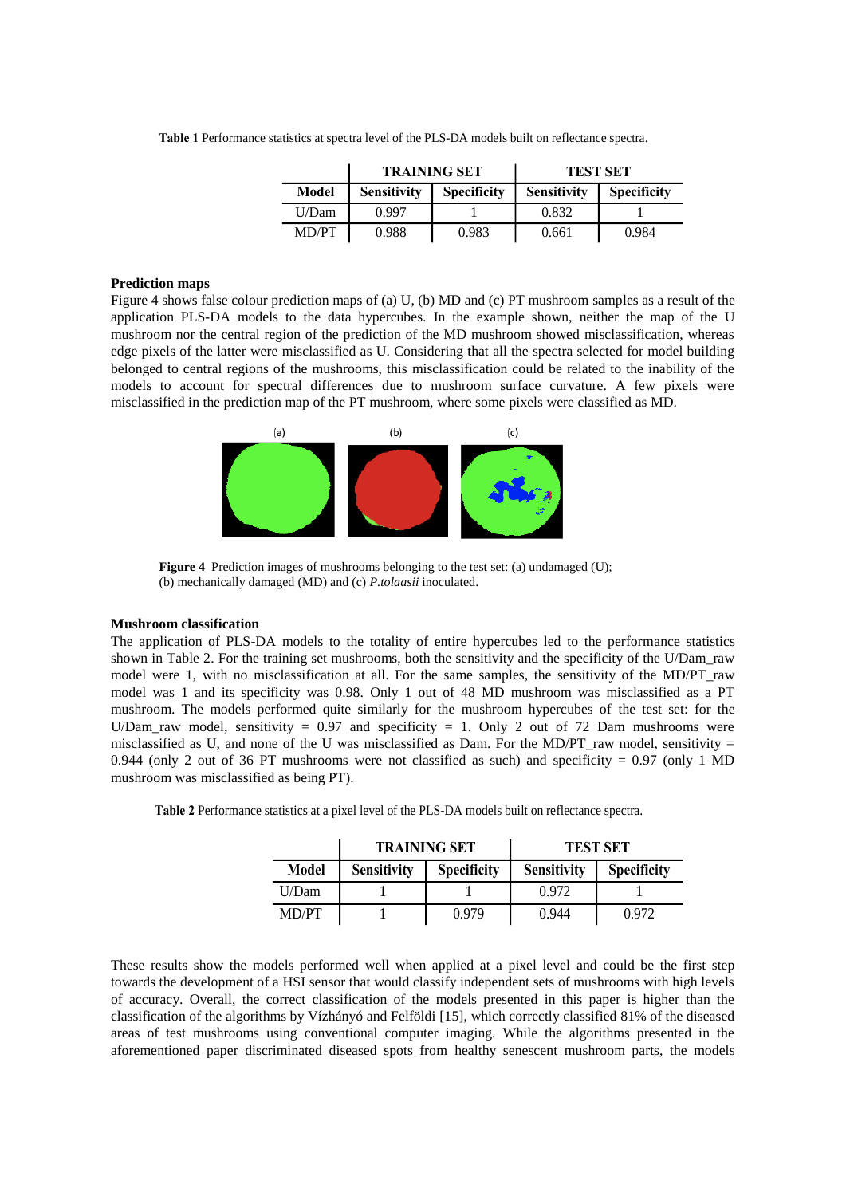**Table 1** Performance statistics at spectra level of the PLS-DA models built on reflectance spectra.

| | TRAINING SET | | TEST SET | |
|---|---|---|---|---|
| **Model** | **Sensitivity** | **Specificity** | **Sensitivity** | **Specificity** |
| U/Dam | 0.997 | 1 | 0.832 | 1 |
| MD/PT | 0.988 | 0.983 | 0.661 | 0.984 |

**Prediction maps**

Figure 4 shows false colour prediction maps of (a) U, (b) MD and (c) PT mushroom samples as a result of the application PLS-DA models to the data hypercubes. In the example shown, neither the map of the U mushroom nor the central region of the prediction of the MD mushroom showed misclassification, whereas edge pixels of the latter were misclassified as U. Considering that all the spectra selected for model building belonged to central regions of the mushrooms, this misclassification could be related to the inability of the models to account for spectral differences due to mushroom surface curvature. A few pixels were misclassified in the prediction map of the PT mushroom, where some pixels were classified as MD.

**Figure 4** Prediction images of mushrooms belonging to the test set: (a) undamaged (U); (b) mechanically damaged (MD) and (c) *P.tolaasii* inoculated.

**Mushroom classification**

The application of PLS-DA models to the totality of entire hypercubes led to the performance statistics shown in Table 2. For the training set mushrooms, both the sensitivity and the specificity of the U/Dam_raw model were 1, with no misclassification at all. For the same samples, the sensitivity of the MD/PT_raw model was 1 and its specificity was 0.98. Only 1 out of 48 MD mushroom was misclassified as a PT mushroom. The models performed quite similarly for the mushroom hypercubes of the test set: for the U/Dam_raw model, sensitivity = 0.97 and specificity = 1. Only 2 out of 72 Dam mushrooms were misclassified as U, and none of the U was misclassified as Dam. For the MD/PT_raw model, sensitivity = 0.944 (only 2 out of 36 PT mushrooms were not classified as such) and specificity = 0.97 (only 1 MD mushroom was misclassified as being PT).

**Table 2** Performance statistics at a pixel level of the PLS-DA models built on reflectance spectra.

| | TRAINING SET | | TEST SET | |
|---|---|---|---|---|
| **Model** | **Sensitivity** | **Specificity** | **Sensitivity** | **Specificity** |
| U/Dam | 1 | 1 | 0.972 | 1 |
| MD/PT | 1 | 0.979 | 0.944 | 0.972 |

These results show the models performed well when applied at a pixel level and could be the first step towards the development of a HSI sensor that would classify independent sets of mushrooms with high levels of accuracy. Overall, the correct classification of the models presented in this paper is higher than the classification of the algorithms by Vízhányó and Felföldi [15], which correctly classified 81% of the diseased areas of test mushrooms using conventional computer imaging. While the algorithms presented in the aforementioned paper discriminated diseased spots from healthy senescent mushroom parts, the models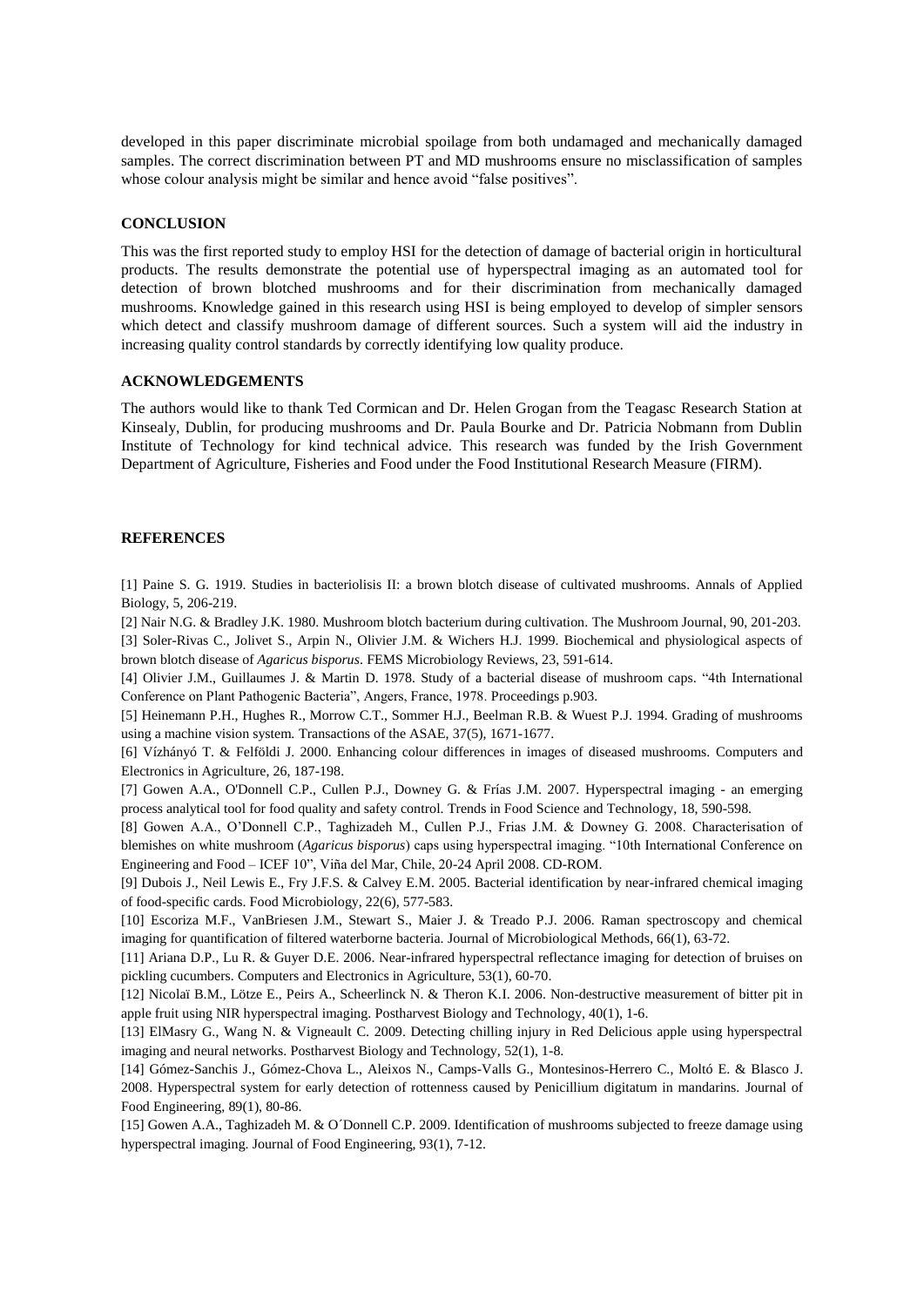developed in this paper discriminate microbial spoilage from both undamaged and mechanically damaged samples. The correct discrimination between PT and MD mushrooms ensure no misclassification of samples whose colour analysis might be similar and hence avoid "false positives".

## CONCLUSION

This was the first reported study to employ HSI for the detection of damage of bacterial origin in horticultural products. The results demonstrate the potential use of hyperspectral imaging as an automated tool for detection of brown blotched mushrooms and for their discrimination from mechanically damaged mushrooms. Knowledge gained in this research using HSI is being employed to develop of simpler sensors which detect and classify mushroom damage of different sources. Such a system will aid the industry in increasing quality control standards by correctly identifying low quality produce.

## ACKNOWLEDGEMENTS

The authors would like to thank Ted Cormican and Dr. Helen Grogan from the Teagasc Research Station at Kinsealy, Dublin, for producing mushrooms and Dr. Paula Bourke and Dr. Patricia Nobmann from Dublin Institute of Technology for kind technical advice. This research was funded by the Irish Government Department of Agriculture, Fisheries and Food under the Food Institutional Research Measure (FIRM).

## REFERENCES

[1] Paine S. G. 1919. Studies in bacteriolisis II: a brown blotch disease of cultivated mushrooms. Annals of Applied Biology, 5, 206-219.

[2] Nair N.G. & Bradley J.K. 1980. Mushroom blotch bacterium during cultivation. The Mushroom Journal, 90, 201-203.

[3] Soler-Rivas C., Jolivet S., Arpin N., Olivier J.M. & Wichers H.J. 1999. Biochemical and physiological aspects of brown blotch disease of *Agaricus bisporus*. FEMS Microbiology Reviews, 23, 591-614.

[4] Olivier J.M., Guillaumes J. & Martin D. 1978. Study of a bacterial disease of mushroom caps. "4th International Conference on Plant Pathogenic Bacteria", Angers, France, 1978. Proceedings p.903.

[5] Heinemann P.H., Hughes R., Morrow C.T., Sommer H.J., Beelman R.B. & Wuest P.J. 1994. Grading of mushrooms using a machine vision system. Transactions of the ASAE, 37(5), 1671-1677.

[6] Vízhányó T. & Felföldi J. 2000. Enhancing colour differences in images of diseased mushrooms. Computers and Electronics in Agriculture, 26, 187-198.

[7] Gowen A.A., O'Donnell C.P., Cullen P.J., Downey G. & Frías J.M. 2007. Hyperspectral imaging - an emerging process analytical tool for food quality and safety control. Trends in Food Science and Technology, 18, 590-598.

[8] Gowen A.A., O'Donnell C.P., Taghizadeh M., Cullen P.J., Frias J.M. & Downey G. 2008. Characterisation of blemishes on white mushroom (*Agaricus bisporus*) caps using hyperspectral imaging. "10th International Conference on Engineering and Food – ICEF 10", Viña del Mar, Chile, 20-24 April 2008. CD-ROM.

[9] Dubois J., Neil Lewis E., Fry J.F.S. & Calvey E.M. 2005. Bacterial identification by near-infrared chemical imaging of food-specific cards. Food Microbiology, 22(6), 577-583.

[10] Escoriza M.F., VanBriesen J.M., Stewart S., Maier J. & Treado P.J. 2006. Raman spectroscopy and chemical imaging for quantification of filtered waterborne bacteria. Journal of Microbiological Methods, 66(1), 63-72.

[11] Ariana D.P., Lu R. & Guyer D.E. 2006. Near-infrared hyperspectral reflectance imaging for detection of bruises on pickling cucumbers. Computers and Electronics in Agriculture, 53(1), 60-70.

[12] Nicolaï B.M., Lötze E., Peirs A., Scheerlinck N. & Theron K.I. 2006. Non-destructive measurement of bitter pit in apple fruit using NIR hyperspectral imaging. Postharvest Biology and Technology, 40(1), 1-6.

[13] ElMasry G., Wang N. & Vigneault C. 2009. Detecting chilling injury in Red Delicious apple using hyperspectral imaging and neural networks. Postharvest Biology and Technology, 52(1), 1-8.

[14] Gómez-Sanchis J., Gómez-Chova L., Aleixos N., Camps-Valls G., Montesinos-Herrero C., Moltó E. & Blasco J. 2008. Hyperspectral system for early detection of rottenness caused by Penicillium digitatum in mandarins. Journal of Food Engineering, 89(1), 80-86.

[15] Gowen A.A., Taghizadeh M. & O´Donnell C.P. 2009. Identification of mushrooms subjected to freeze damage using hyperspectral imaging. Journal of Food Engineering, 93(1), 7-12.